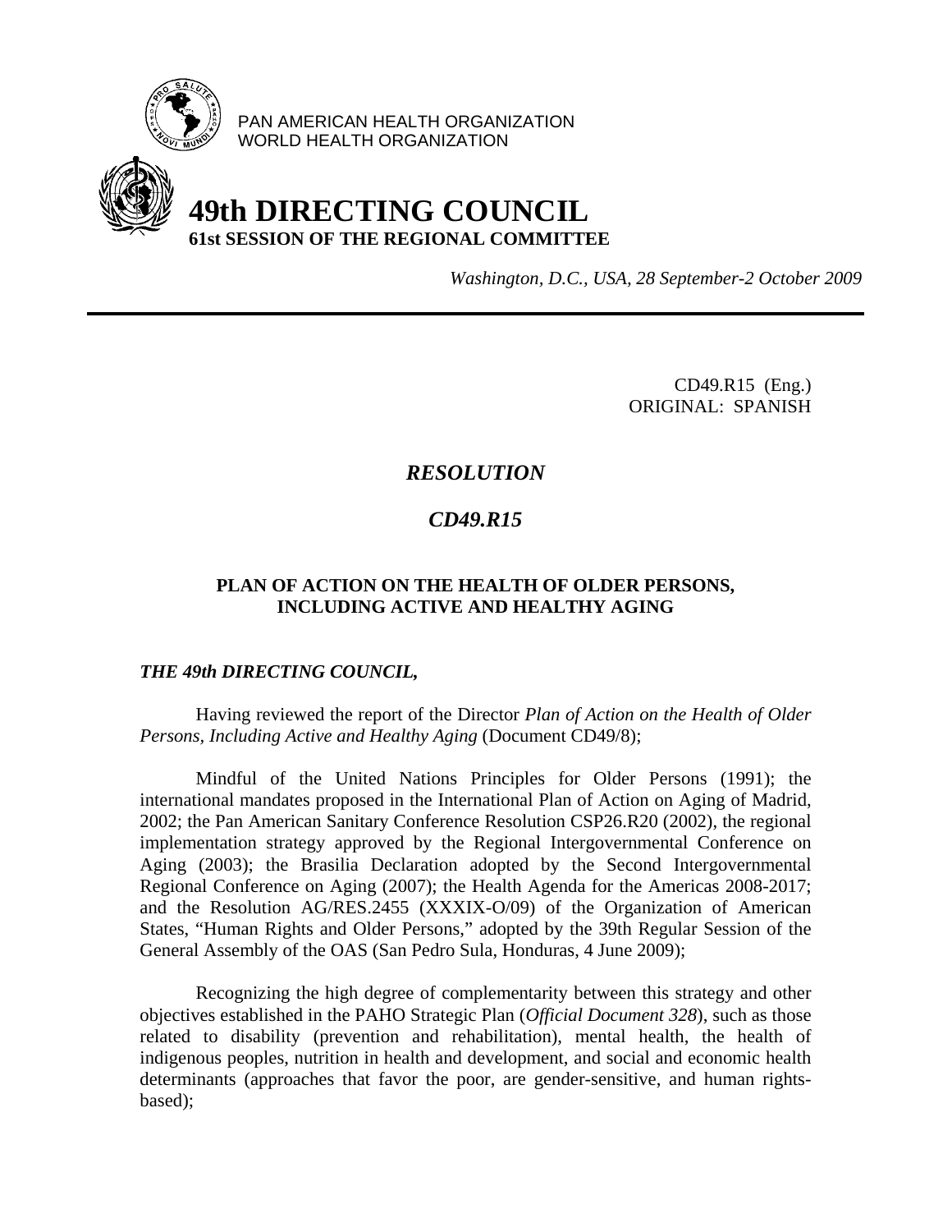PAN AMERICAN HEALTH ORGANIZATION
WORLD HEALTH ORGANIZATION

# 49th DIRECTING COUNCIL

**61st SESSION OF THE REGIONAL COMMITTEE**

*Washington, D.C., USA, 28 September-2 October 2009*

---

CD49.R15 (Eng.)
ORIGINAL: SPANISH

## *RESOLUTION*

## *CD49.R15*

### PLAN OF ACTION ON THE HEALTH OF OLDER PERSONS, INCLUDING ACTIVE AND HEALTHY AGING

***THE 49th DIRECTING COUNCIL,***

Having reviewed the report of the Director *Plan of Action on the Health of Older Persons, Including Active and Healthy Aging* (Document CD49/8);

Mindful of the United Nations Principles for Older Persons (1991); the international mandates proposed in the International Plan of Action on Aging of Madrid, 2002; the Pan American Sanitary Conference Resolution CSP26.R20 (2002), the regional implementation strategy approved by the Regional Intergovernmental Conference on Aging (2003); the Brasilia Declaration adopted by the Second Intergovernmental Regional Conference on Aging (2007); the Health Agenda for the Americas 2008-2017; and the Resolution AG/RES.2455 (XXXIX-O/09) of the Organization of American States, "Human Rights and Older Persons," adopted by the 39th Regular Session of the General Assembly of the OAS (San Pedro Sula, Honduras, 4 June 2009);

Recognizing the high degree of complementarity between this strategy and other objectives established in the PAHO Strategic Plan (*Official Document 328*), such as those related to disability (prevention and rehabilitation), mental health, the health of indigenous peoples, nutrition in health and development, and social and economic health determinants (approaches that favor the poor, are gender-sensitive, and human rights-based);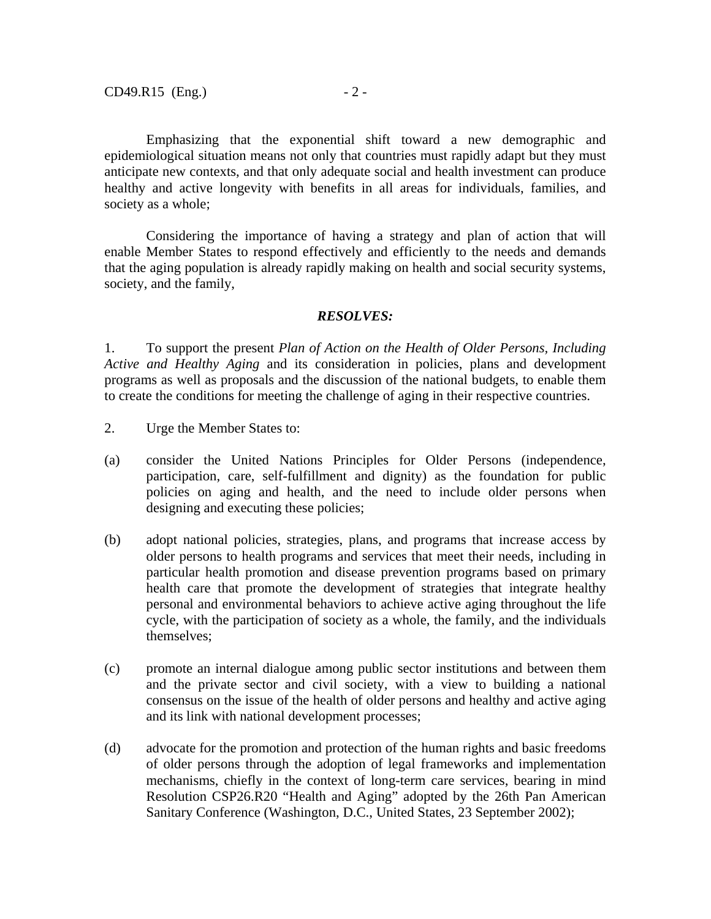Emphasizing that the exponential shift toward a new demographic and epidemiological situation means not only that countries must rapidly adapt but they must anticipate new contexts, and that only adequate social and health investment can produce healthy and active longevity with benefits in all areas for individuals, families, and society as a whole;

Considering the importance of having a strategy and plan of action that will enable Member States to respond effectively and efficiently to the needs and demands that the aging population is already rapidly making on health and social security systems, society, and the family,

***RESOLVES:***

1. To support the present *Plan of Action on the Health of Older Persons, Including Active and Healthy Aging* and its consideration in policies, plans and development programs as well as proposals and the discussion of the national budgets, to enable them to create the conditions for meeting the challenge of aging in their respective countries.

2. Urge the Member States to:

(a) consider the United Nations Principles for Older Persons (independence, participation, care, self-fulfillment and dignity) as the foundation for public policies on aging and health, and the need to include older persons when designing and executing these policies;

(b) adopt national policies, strategies, plans, and programs that increase access by older persons to health programs and services that meet their needs, including in particular health promotion and disease prevention programs based on primary health care that promote the development of strategies that integrate healthy personal and environmental behaviors to achieve active aging throughout the life cycle, with the participation of society as a whole, the family, and the individuals themselves;

(c) promote an internal dialogue among public sector institutions and between them and the private sector and civil society, with a view to building a national consensus on the issue of the health of older persons and healthy and active aging and its link with national development processes;

(d) advocate for the promotion and protection of the human rights and basic freedoms of older persons through the adoption of legal frameworks and implementation mechanisms, chiefly in the context of long-term care services, bearing in mind Resolution CSP26.R20 "Health and Aging" adopted by the 26th Pan American Sanitary Conference (Washington, D.C., United States, 23 September 2002);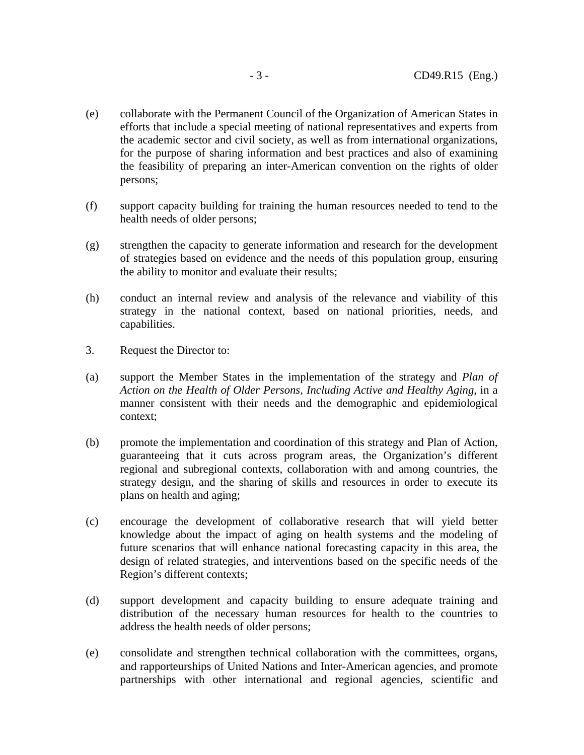(e) collaborate with the Permanent Council of the Organization of American States in efforts that include a special meeting of national representatives and experts from the academic sector and civil society, as well as from international organizations, for the purpose of sharing information and best practices and also of examining the feasibility of preparing an inter-American convention on the rights of older persons;

(f) support capacity building for training the human resources needed to tend to the health needs of older persons;

(g) strengthen the capacity to generate information and research for the development of strategies based on evidence and the needs of this population group, ensuring the ability to monitor and evaluate their results;

(h) conduct an internal review and analysis of the relevance and viability of this strategy in the national context, based on national priorities, needs, and capabilities.

3. Request the Director to:

(a) support the Member States in the implementation of the strategy and *Plan of Action on the Health of Older Persons, Including Active and Healthy Aging*, in a manner consistent with their needs and the demographic and epidemiological context;

(b) promote the implementation and coordination of this strategy and Plan of Action, guaranteeing that it cuts across program areas, the Organization's different regional and subregional contexts, collaboration with and among countries, the strategy design, and the sharing of skills and resources in order to execute its plans on health and aging;

(c) encourage the development of collaborative research that will yield better knowledge about the impact of aging on health systems and the modeling of future scenarios that will enhance national forecasting capacity in this area, the design of related strategies, and interventions based on the specific needs of the Region's different contexts;

(d) support development and capacity building to ensure adequate training and distribution of the necessary human resources for health to the countries to address the health needs of older persons;

(e) consolidate and strengthen technical collaboration with the committees, organs, and rapporteurships of United Nations and Inter-American agencies, and promote partnerships with other international and regional agencies, scientific and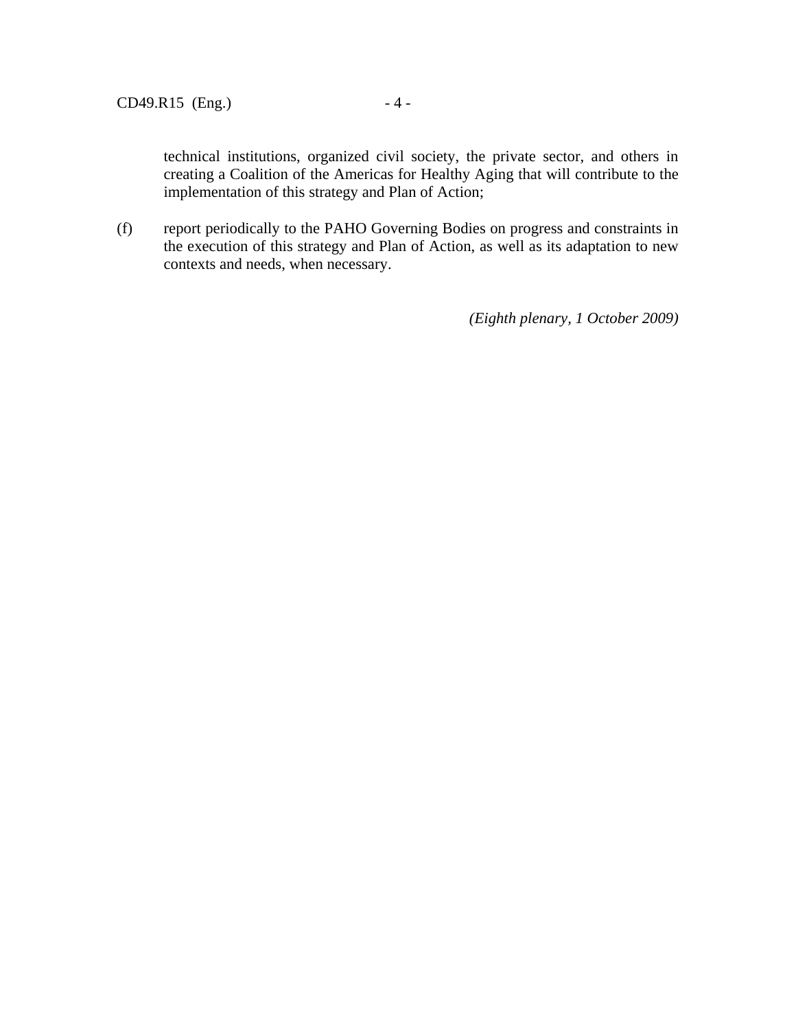technical institutions, organized civil society, the private sector, and others in creating a Coalition of the Americas for Healthy Aging that will contribute to the implementation of this strategy and Plan of Action;

(f) report periodically to the PAHO Governing Bodies on progress and constraints in the execution of this strategy and Plan of Action, as well as its adaptation to new contexts and needs, when necessary.

*(Eighth plenary, 1 October 2009)*